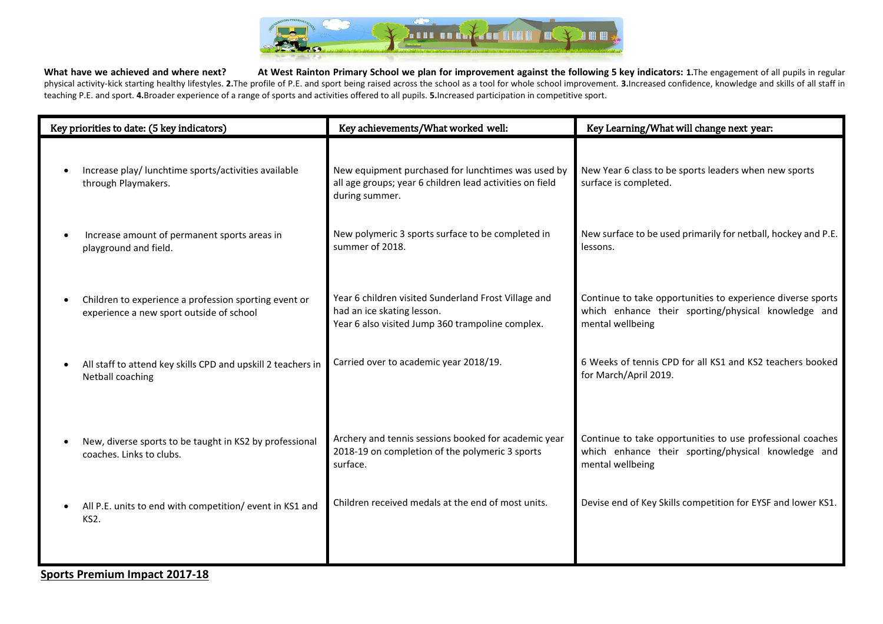**What have we achieved and where next?** **At West Rainton Primary School we plan for improvement against the following 5 key indicators: 1.** The engagement of all pupils in regular physical activity-kick starting healthy lifestyles. **2.** The profile of P.E. and sport being raised across the school as a tool for whole school improvement. **3.** Increased confidence, knowledge and skills of all staff in teaching P.E. and sport. **4.** Broader experience of a range of sports and activities offered to all pupils. **5.** Increased participation in competitive sport.

| Key priorities to date: (5 key indicators) | Key achievements/What worked well: | Key Learning/What will change next year: |
|---|---|---|
| • Increase play/ lunchtime sports/activities available through Playmakers. | New equipment purchased for lunchtimes was used by all age groups; year 6 children lead activities on field during summer. | New Year 6 class to be sports leaders when new sports surface is completed. |
| • Increase amount of permanent sports areas in playground and field. | New polymeric 3 sports surface to be completed in summer of 2018. | New surface to be used primarily for netball, hockey and P.E. lessons. |
| • Children to experience a profession sporting event or experience a new sport outside of school | Year 6 children visited Sunderland Frost Village and had an ice skating lesson. Year 6 also visited Jump 360 trampoline complex. | Continue to take opportunities to experience diverse sports which enhance their sporting/physical knowledge and mental wellbeing |
| • All staff to attend key skills CPD and upskill 2 teachers in Netball coaching | Carried over to academic year 2018/19. | 6 Weeks of tennis CPD for all KS1 and KS2 teachers booked for March/April 2019. |
| • New, diverse sports to be taught in KS2 by professional coaches. Links to clubs. | Archery and tennis sessions booked for academic year 2018-19 on completion of the polymeric 3 sports surface. | Continue to take opportunities to use professional coaches which enhance their sporting/physical knowledge and mental wellbeing |
| • All P.E. units to end with competition/ event in KS1 and KS2. | Children received medals at the end of most units. | Devise end of Key Skills competition for EYSF and lower KS1. |

**Sports Premium Impact 2017-18**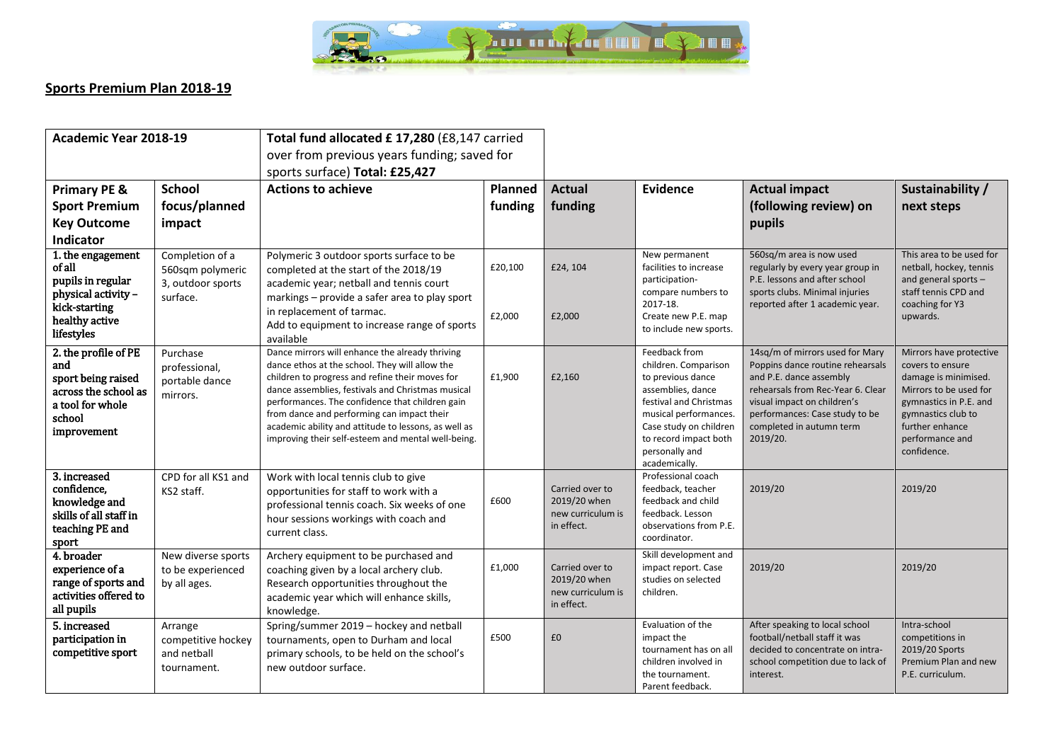## Sports Premium Plan 2018-19

| Academic Year 2018-19 | | Total fund allocated £ 17,280 (£8,147 carried over from previous years funding; saved for sports surface) Total: £25,427 | | | | | |
|---|---|---|---|---|---|---|---|
| **Primary PE & Sport Premium Key Outcome Indicator** | **School focus/planned impact** | **Actions to achieve** | **Planned funding** | **Actual funding** | **Evidence** | **Actual impact (following review) on pupils** | **Sustainability / next steps** |
| 1. the engagement of all pupils in regular physical activity – kick-starting healthy active lifestyles | Completion of a 560sqm polymeric 3, outdoor sports surface. | Polymeric 3 outdoor sports surface to be completed at the start of the 2018/19 academic year; netball and tennis court markings – provide a safer area to play sport in replacement of tarmac. Add to equipment to increase range of sports available | £20,100<br>£2,000 | £24, 104<br>£2,000 | New permanent facilities to increase participation- compare numbers to 2017-18. Create new P.E. map to include new sports. | 560sq/m area is now used regularly by every year group in P.E. lessons and after school sports clubs. Minimal injuries reported after 1 academic year. | This area to be used for netball, hockey, tennis and general sports – staff tennis CPD and coaching for Y3 upwards. |
| 2. the profile of PE and sport being raised across the school as a tool for whole school improvement | Purchase professional, portable dance mirrors. | Dance mirrors will enhance the already thriving dance ethos at the school. They will allow the children to progress and refine their moves for dance assemblies, festivals and Christmas musical performances. The confidence that children gain from dance and performing can impact their academic ability and attitude to lessons, as well as improving their self-esteem and mental well-being. | £1,900 | £2,160 | Feedback from children. Comparison to previous dance assemblies, dance festival and Christmas musical performances. Case study on children to record impact both personally and academically. | 14sq/m of mirrors used for Mary Poppins dance routine rehearsals and P.E. dance assembly rehearsals from Rec-Year 6. Clear visual impact on children's performances: Case study to be completed in autumn term 2019/20. | Mirrors have protective covers to ensure damage is minimised. Mirrors to be used for gymnastics in P.E. and gymnastics club to further enhance performance and confidence. |
| 3. increased confidence, knowledge and skills of all staff in teaching PE and sport | CPD for all KS1 and KS2 staff. | Work with local tennis club to give opportunities for staff to work with a professional tennis coach. Six weeks of one hour sessions workings with coach and current class. | £600 | Carried over to 2019/20 when new curriculum is in effect. | Professional coach feedback, teacher feedback and child feedback. Lesson observations from P.E. coordinator. | 2019/20 | 2019/20 |
| 4. broader experience of a range of sports and activities offered to all pupils | New diverse sports to be experienced by all ages. | Archery equipment to be purchased and coaching given by a local archery club. Research opportunities throughout the academic year which will enhance skills, knowledge. | £1,000 | Carried over to 2019/20 when new curriculum is in effect. | Skill development and impact report. Case studies on selected children. | 2019/20 | 2019/20 |
| 5. increased participation in competitive sport | Arrange competitive hockey and netball tournament. | Spring/summer 2019 – hockey and netball tournaments, open to Durham and local primary schools, to be held on the school's new outdoor surface. | £500 | £0 | Evaluation of the impact the tournament has on all children involved in the tournament. Parent feedback. | After speaking to local school football/netball staff it was decided to concentrate on intra-school competition due to lack of interest. | Intra-school competitions in 2019/20 Sports Premium Plan and new P.E. curriculum. |